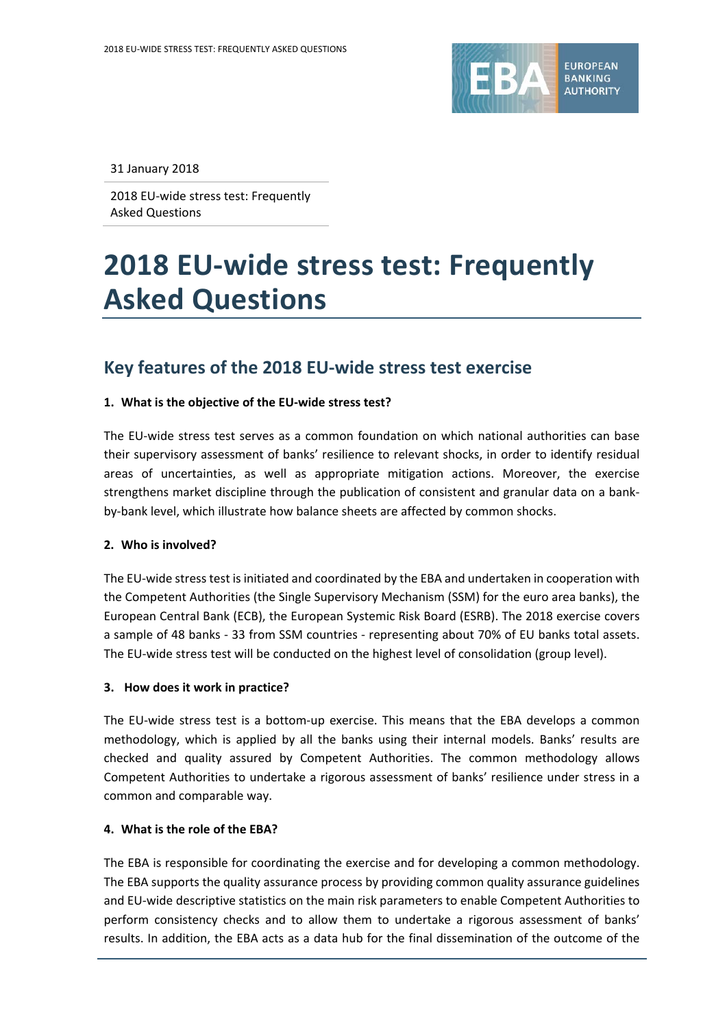31 January 2018

2018 EU-wide stress test: Frequently Asked Questions

# 2018 EU-wide stress test: Frequently Asked Questions

## Key features of the 2018 EU-wide stress test exercise

### 1. What is the objective of the EU-wide stress test?

The EU-wide stress test serves as a common foundation on which national authorities can base their supervisory assessment of banks' resilience to relevant shocks, in order to identify residual areas of uncertainties, as well as appropriate mitigation actions. Moreover, the exercise strengthens market discipline through the publication of consistent and granular data on a bank-by-bank level, which illustrate how balance sheets are affected by common shocks.

### 2. Who is involved?

The EU-wide stress test is initiated and coordinated by the EBA and undertaken in cooperation with the Competent Authorities (the Single Supervisory Mechanism (SSM) for the euro area banks), the European Central Bank (ECB), the European Systemic Risk Board (ESRB). The 2018 exercise covers a sample of 48 banks - 33 from SSM countries - representing about 70% of EU banks total assets. The EU-wide stress test will be conducted on the highest level of consolidation (group level).

### 3. How does it work in practice?

The EU-wide stress test is a bottom-up exercise. This means that the EBA develops a common methodology, which is applied by all the banks using their internal models. Banks' results are checked and quality assured by Competent Authorities. The common methodology allows Competent Authorities to undertake a rigorous assessment of banks' resilience under stress in a common and comparable way.

### 4. What is the role of the EBA?

The EBA is responsible for coordinating the exercise and for developing a common methodology. The EBA supports the quality assurance process by providing common quality assurance guidelines and EU-wide descriptive statistics on the main risk parameters to enable Competent Authorities to perform consistency checks and to allow them to undertake a rigorous assessment of banks' results. In addition, the EBA acts as a data hub for the final dissemination of the outcome of the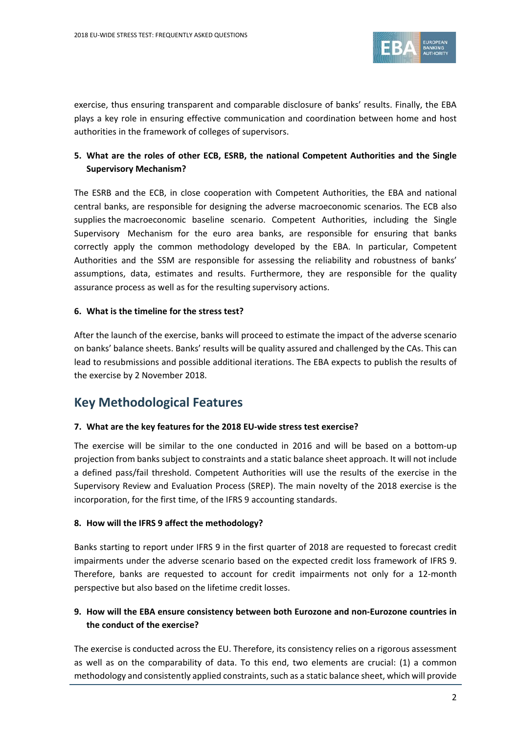exercise, thus ensuring transparent and comparable disclosure of banks' results. Finally, the EBA plays a key role in ensuring effective communication and coordination between home and host authorities in the framework of colleges of supervisors.

**5. What are the roles of other ECB, ESRB, the national Competent Authorities and the Single Supervisory Mechanism?**

The ESRB and the ECB, in close cooperation with Competent Authorities, the EBA and national central banks, are responsible for designing the adverse macroeconomic scenarios. The ECB also supplies the macroeconomic baseline scenario. Competent Authorities, including the Single Supervisory Mechanism for the euro area banks, are responsible for ensuring that banks correctly apply the common methodology developed by the EBA. In particular, Competent Authorities and the SSM are responsible for assessing the reliability and robustness of banks' assumptions, data, estimates and results. Furthermore, they are responsible for the quality assurance process as well as for the resulting supervisory actions.

**6. What is the timeline for the stress test?**

After the launch of the exercise, banks will proceed to estimate the impact of the adverse scenario on banks' balance sheets. Banks' results will be quality assured and challenged by the CAs. This can lead to resubmissions and possible additional iterations. The EBA expects to publish the results of the exercise by 2 November 2018.

## Key Methodological Features

**7. What are the key features for the 2018 EU-wide stress test exercise?**

The exercise will be similar to the one conducted in 2016 and will be based on a bottom-up projection from banks subject to constraints and a static balance sheet approach. It will not include a defined pass/fail threshold. Competent Authorities will use the results of the exercise in the Supervisory Review and Evaluation Process (SREP). The main novelty of the 2018 exercise is the incorporation, for the first time, of the IFRS 9 accounting standards.

**8. How will the IFRS 9 affect the methodology?**

Banks starting to report under IFRS 9 in the first quarter of 2018 are requested to forecast credit impairments under the adverse scenario based on the expected credit loss framework of IFRS 9. Therefore, banks are requested to account for credit impairments not only for a 12-month perspective but also based on the lifetime credit losses.

**9. How will the EBA ensure consistency between both Eurozone and non-Eurozone countries in the conduct of the exercise?**

The exercise is conducted across the EU. Therefore, its consistency relies on a rigorous assessment as well as on the comparability of data. To this end, two elements are crucial: (1) a common methodology and consistently applied constraints, such as a static balance sheet, which will provide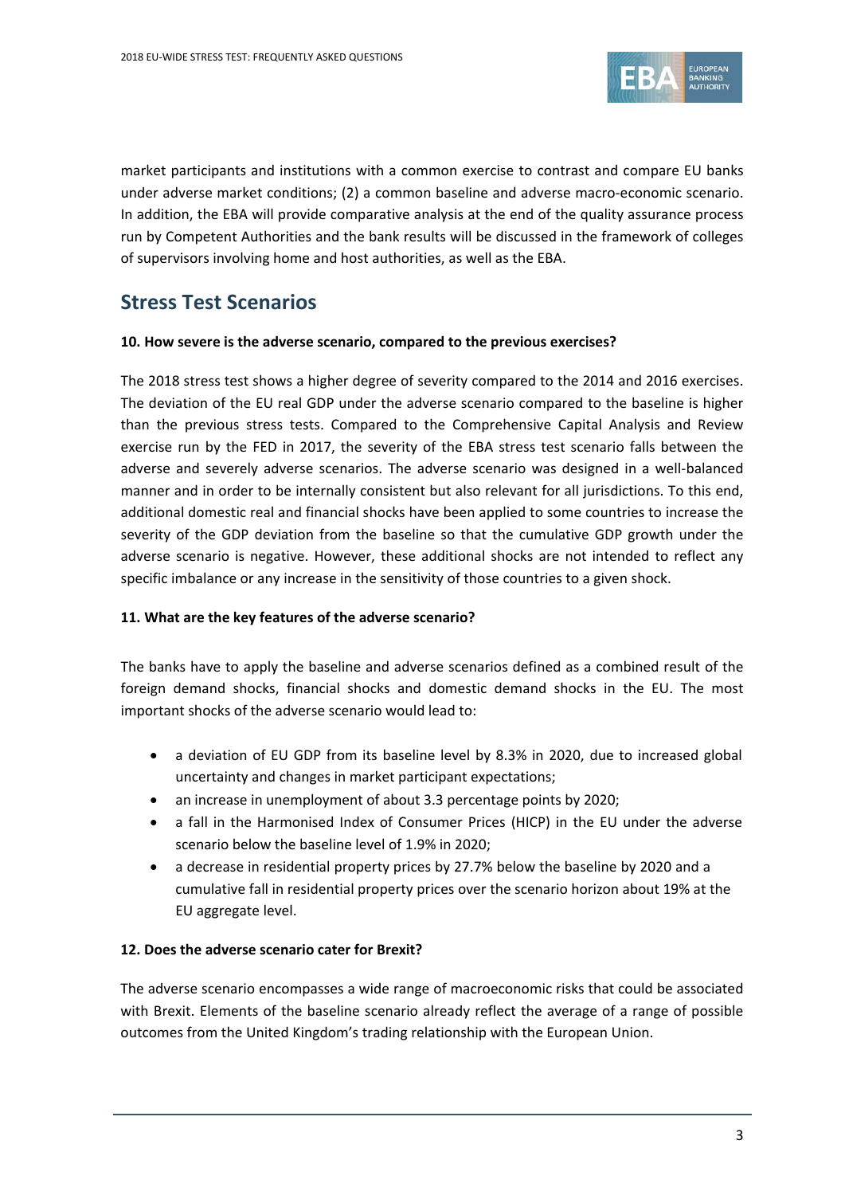market participants and institutions with a common exercise to contrast and compare EU banks under adverse market conditions; (2) a common baseline and adverse macro-economic scenario. In addition, the EBA will provide comparative analysis at the end of the quality assurance process run by Competent Authorities and the bank results will be discussed in the framework of colleges of supervisors involving home and host authorities, as well as the EBA.

## Stress Test Scenarios

**10. How severe is the adverse scenario, compared to the previous exercises?**

The 2018 stress test shows a higher degree of severity compared to the 2014 and 2016 exercises. The deviation of the EU real GDP under the adverse scenario compared to the baseline is higher than the previous stress tests. Compared to the Comprehensive Capital Analysis and Review exercise run by the FED in 2017, the severity of the EBA stress test scenario falls between the adverse and severely adverse scenarios. The adverse scenario was designed in a well-balanced manner and in order to be internally consistent but also relevant for all jurisdictions. To this end, additional domestic real and financial shocks have been applied to some countries to increase the severity of the GDP deviation from the baseline so that the cumulative GDP growth under the adverse scenario is negative. However, these additional shocks are not intended to reflect any specific imbalance or any increase in the sensitivity of those countries to a given shock.

**11. What are the key features of the adverse scenario?**

The banks have to apply the baseline and adverse scenarios defined as a combined result of the foreign demand shocks, financial shocks and domestic demand shocks in the EU. The most important shocks of the adverse scenario would lead to:

- a deviation of EU GDP from its baseline level by 8.3% in 2020, due to increased global uncertainty and changes in market participant expectations;
- an increase in unemployment of about 3.3 percentage points by 2020;
- a fall in the Harmonised Index of Consumer Prices (HICP) in the EU under the adverse scenario below the baseline level of 1.9% in 2020;
- a decrease in residential property prices by 27.7% below the baseline by 2020 and a cumulative fall in residential property prices over the scenario horizon about 19% at the EU aggregate level.

**12. Does the adverse scenario cater for Brexit?**

The adverse scenario encompasses a wide range of macroeconomic risks that could be associated with Brexit. Elements of the baseline scenario already reflect the average of a range of possible outcomes from the United Kingdom's trading relationship with the European Union.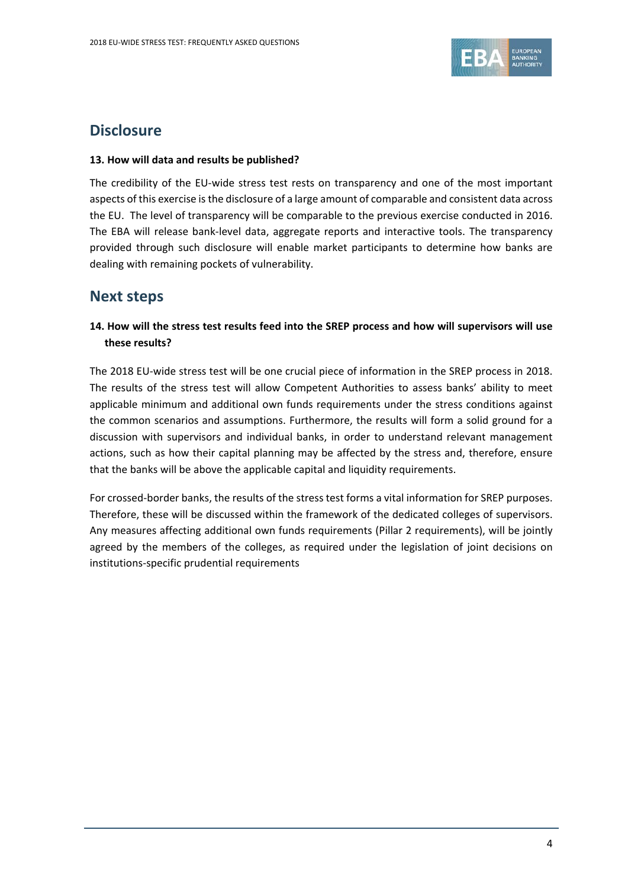## Disclosure

**13. How will data and results be published?**

The credibility of the EU-wide stress test rests on transparency and one of the most important aspects of this exercise is the disclosure of a large amount of comparable and consistent data across the EU. The level of transparency will be comparable to the previous exercise conducted in 2016. The EBA will release bank-level data, aggregate reports and interactive tools. The transparency provided through such disclosure will enable market participants to determine how banks are dealing with remaining pockets of vulnerability.

## Next steps

**14. How will the stress test results feed into the SREP process and how will supervisors will use these results?**

The 2018 EU-wide stress test will be one crucial piece of information in the SREP process in 2018. The results of the stress test will allow Competent Authorities to assess banks' ability to meet applicable minimum and additional own funds requirements under the stress conditions against the common scenarios and assumptions. Furthermore, the results will form a solid ground for a discussion with supervisors and individual banks, in order to understand relevant management actions, such as how their capital planning may be affected by the stress and, therefore, ensure that the banks will be above the applicable capital and liquidity requirements.

For crossed-border banks, the results of the stress test forms a vital information for SREP purposes. Therefore, these will be discussed within the framework of the dedicated colleges of supervisors. Any measures affecting additional own funds requirements (Pillar 2 requirements), will be jointly agreed by the members of the colleges, as required under the legislation of joint decisions on institutions-specific prudential requirements